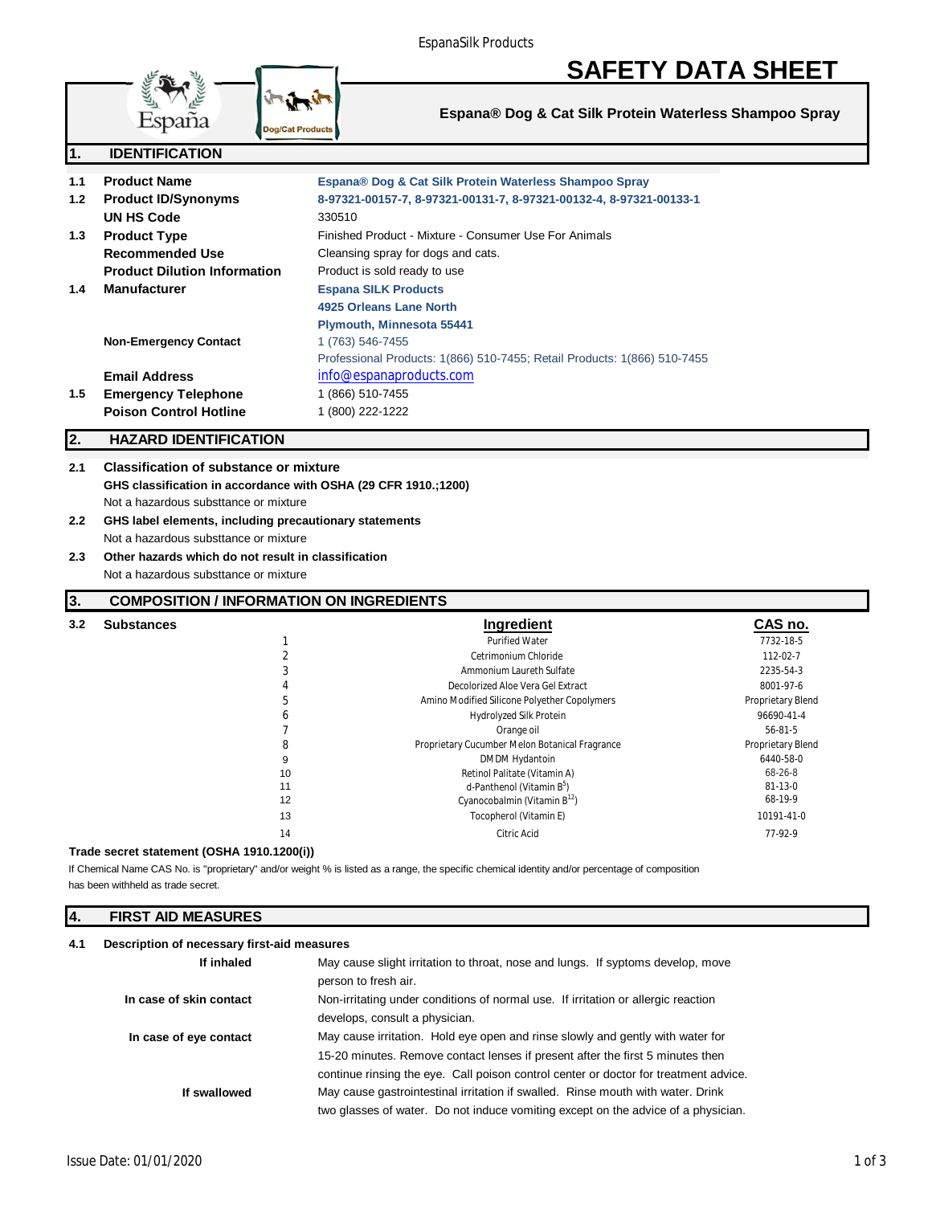EspanaSilk Products

# SAFETY DATA SHEET

**Espana® Dog & Cat Silk Protein Waterless Shampoo Spray**

## 1. IDENTIFICATION

| | | |
|---|---|---|
| 1.1 | **Product Name** | Espana® Dog & Cat Silk Protein Waterless Shampoo Spray |
| 1.2 | **Product ID/Synonyms** | 8-97321-00157-7, 8-97321-00131-7, 8-97321-00132-4, 8-97321-00133-1 |
| | **UN HS Code** | 330510 |
| 1.3 | **Product Type** | Finished Product - Mixture - Consumer Use For Animals |
| | **Recommended Use** | Cleansing spray for dogs and cats. |
| | **Product Dilution Information** | Product is sold ready to use |
| 1.4 | **Manufacturer** | Espana SILK Products<br>4925 Orleans Lane North<br>Plymouth, Minnesota 55441 |
| | **Non-Emergency Contact** | 1 (763) 546-7455<br>Professional Products: 1(866) 510-7455; Retail Products: 1(866) 510-7455 |
| | **Email Address** | info@espanaproducts.com |
| 1.5 | **Emergency Telephone** | 1 (866) 510-7455 |
| | **Poison Control Hotline** | 1 (800) 222-1222 |

## 2. HAZARD IDENTIFICATION

**2.1 Classification of substance or mixture**

**GHS classification in accordance with OSHA (29 CFR 1910.;1200)**

Not a hazardous substtance or mixture

**2.2 GHS label elements, including precautionary statements**

Not a hazardous substtance or mixture

**2.3 Other hazards which do not result in classification**

Not a hazardous substance or mixture

## 3. COMPOSITION / INFORMATION ON INGREDIENTS

**3.2 Substances**

| | Ingredient | CAS no. |
|---|---|---|
| 1 | Purified Water | 7732-18-5 |
| 2 | Cetrimonium Chloride | 112-02-7 |
| 3 | Ammonium Laureth Sulfate | 2235-54-3 |
| 4 | Decolorized Aloe Vera Gel Extract | 8001-97-6 |
| 5 | Amino Modified Silicone Polyether Copolymers | Proprietary Blend |
| 6 | Hydrolyzed Silk Protein | 96690-41-4 |
| 7 | Orange oil | 56-81-5 |
| 8 | Proprietary Cucumber Melon Botanical Fragrance | Proprietary Blend |
| 9 | DMDM Hydantoin | 6440-58-0 |
| 10 | Retinol Palitate (Vitamin A) | 68-26-8 |
| 11 | d-Panthenol (Vitamin $B^5$) | 81-13-0 |
| 12 | Cyanocobalmin (Vitamin $B^{12}$) | 68-19-9 |
| 13 | Tocopherol (Vitamin E) | 10191-41-0 |
| 14 | Citric Acid | 77-92-9 |

**Trade secret statement (OSHA 1910.1200(i))**

If Chemical Name CAS No. is "proprietary" and/or weight % is listed as a range, the specific chemical identity and/or percentage of composition has been withheld as trade secret.

## 4. FIRST AID MEASURES

**4.1 Description of necessary first-aid measures**

| | |
|---|---|
| **If inhaled** | May cause slight irritation to throat, nose and lungs. If syptoms develop, move person to fresh air. |
| **In case of skin contact** | Non-irritating under conditions of normal use. If irritation or allergic reaction develops, consult a physician. |
| **In case of eye contact** | May cause irritation. Hold eye open and rinse slowly and gently with water for 15-20 minutes. Remove contact lenses if present after the first 5 minutes then continue rinsing the eye. Call poison control center or doctor for treatment advice. |
| **If swallowed** | May cause gastrointestinal irritation if swalled. Rinse mouth with water. Drink two glasses of water. Do not induce vomiting except on the advice of a physician. |

Issue Date: 01/01/2020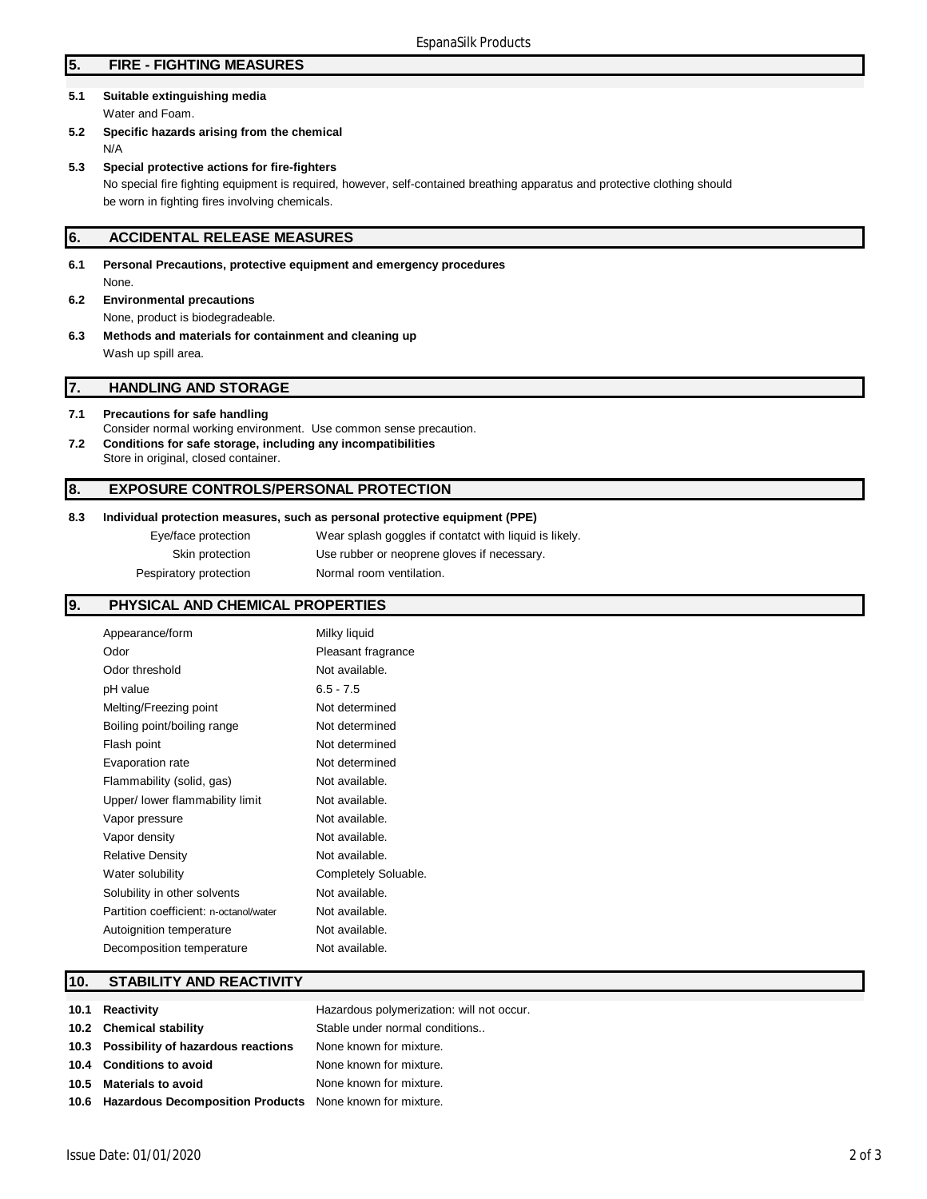## 5. FIRE - FIGHTING MEASURES

**5.1 Suitable extinguishing media**

Water and Foam.

**5.2 Specific hazards arising from the chemical**

N/A

**5.3 Special protective actions for fire-fighters**

No special fire fighting equipment is required, however, self-contained breathing apparatus and protective clothing should be worn in fighting fires involving chemicals.

## 6. ACCIDENTAL RELEASE MEASURES

**6.1 Personal Precautions, protective equipment and emergency procedures**

None.

**6.2 Environmental precautions**

None, product is biodegradeable.

**6.3 Methods and materials for containment and cleaning up**

Wash up spill area.

## 7. HANDLING AND STORAGE

**7.1 Precautions for safe handling**

Consider normal working environment. Use common sense precaution.

**7.2 Conditions for safe storage, including any incompatibilities**

Store in original, closed container.

## 8. EXPOSURE CONTROLS/PERSONAL PROTECTION

**8.3 Individual protection measures, such as personal protective equipment (PPE)**

| | |
|---|---|
| Eye/face protection | Wear splash goggles if contatct with liquid is likely. |
| Skin protection | Use rubber or neoprene gloves if necessary. |
| Pespiratory protection | Normal room ventilation. |

## 9. PHYSICAL AND CHEMICAL PROPERTIES

| | |
|---|---|
| Appearance/form | Milky liquid |
| Odor | Pleasant fragrance |
| Odor threshold | Not available. |
| pH value | 6.5 - 7.5 |
| Melting/Freezing point | Not determined |
| Boiling point/boiling range | Not determined |
| Flash point | Not determined |
| Evaporation rate | Not determined |
| Flammability (solid, gas) | Not available. |
| Upper/ lower flammability limit | Not available. |
| Vapor pressure | Not available. |
| Vapor density | Not available. |
| Relative Density | Not available. |
| Water solubility | Completely Soluable. |
| Solubility in other solvents | Not available. |
| Partition coefficient: n-octanol/water | Not available. |
| Autoignition temperature | Not available. |
| Decomposition temperature | Not available. |

## 10. STABILITY AND REACTIVITY

| | | |
|---|---|---|
| 10.1 | **Reactivity** | Hazardous polymerization: will not occur. |
| 10.2 | **Chemical stability** | Stable under normal conditions.. |
| 10.3 | **Possibility of hazardous reactions** | None known for mixture. |
| 10.4 | **Conditions to avoid** | None known for mixture. |
| 10.5 | **Materials to avoid** | None known for mixture. |
| 10.6 | **Hazardous Decomposition Products** | None known for mixture. |

Issue Date: 01/01/2020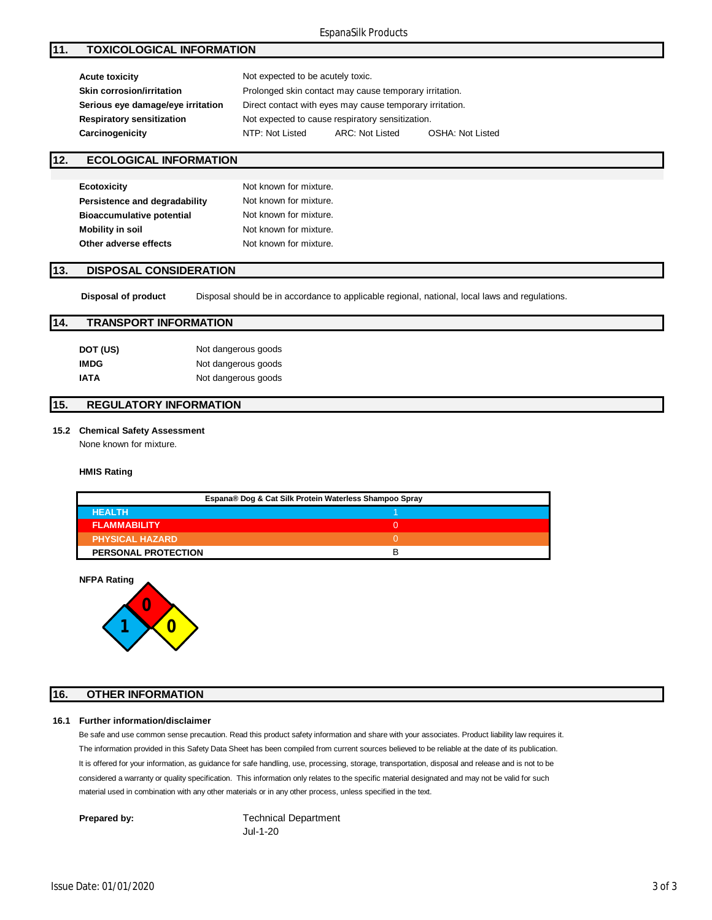## 11. TOXICOLOGICAL INFORMATION

| | |
|---|---|
| **Acute toxicity** | Not expected to be acutely toxic. |
| **Skin corrosion/irritation** | Prolonged skin contact may cause temporary irritation. |
| **Serious eye damage/eye irritation** | Direct contact with eyes may cause temporary irritation. |
| **Respiratory sensitization** | Not expected to cause respiratory sensitization. |
| **Carcinogenicity** | NTP: Not Listed    ARC: Not Listed    OSHA: Not Listed |

## 12. ECOLOGICAL INFORMATION

| | |
|---|---|
| **Ecotoxicity** | Not known for mixture. |
| **Persistence and degradability** | Not known for mixture. |
| **Bioaccumulative potential** | Not known for mixture. |
| **Mobility in soil** | Not known for mixture. |
| **Other adverse effects** | Not known for mixture. |

## 13. DISPOSAL CONSIDERATION

**Disposal of product** Disposal should be in accordance to applicable regional, national, local laws and regulations.

## 14. TRANSPORT INFORMATION

| | |
|---|---|
| **DOT (US)** | Not dangerous goods |
| **IMDG** | Not dangerous goods |
| **IATA** | Not dangerous goods |

## 15. REGULATORY INFORMATION

**15.2 Chemical Safety Assessment**

None known for mixture.

**HMIS Rating**

| Espana® Dog & Cat Silk Protein Waterless Shampoo Spray | |
|---|---|
| HEALTH | 1 |
| FLAMMABILITY | 0 |
| PHYSICAL HAZARD | 0 |
| PERSONAL PROTECTION | B |

**NFPA Rating**

0

1 0

## 16. OTHER INFORMATION

**16.1 Further information/disclaimer**

Be safe and use common sense precaution. Read this product safety information and share with your associates. Product liability law requires it. The information provided in this Safety Data Sheet has been compiled from current sources believed to be reliable at the date of its publication. It is offered for your information, as guidance for safe handling, use, processing, storage, transportation, disposal and release and is not to be considered a warranty or quality specification. This information only relates to the specific material designated and may not be valid for such material used in combination with any other materials or in any other process, unless specified in the text.

**Prepared by:** Technical Department

Jul-1-20